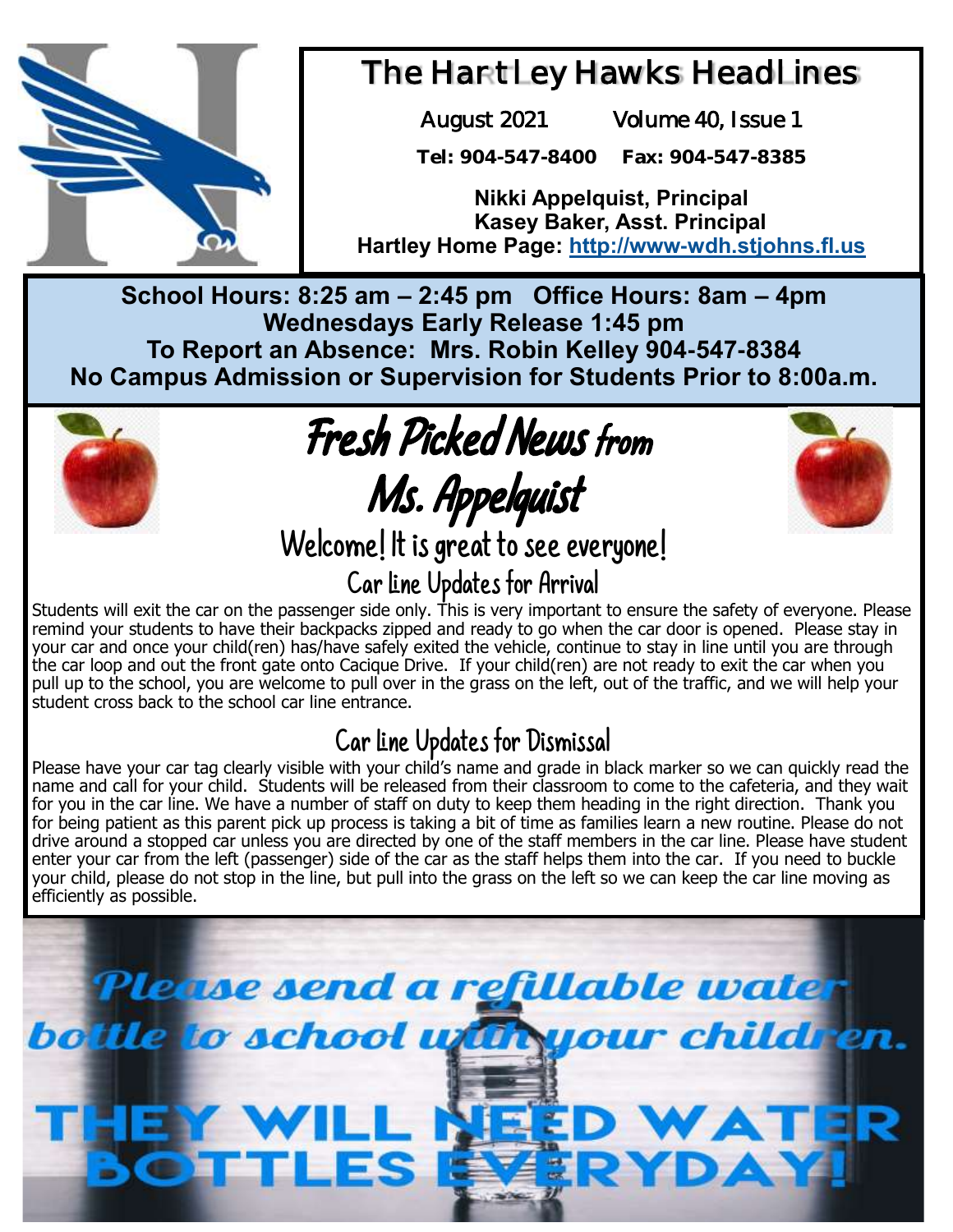# The Hartley Hawks Headlines

August 2021 Volume 40, Issue 1

**Tel: 904-547-8400 Fax: 904-547-8385**

**Nikki Appelquist, Principal**
**Kasey Baker, Asst. Principal**
**Hartley Home Page: http://www-wdh.stjohns.fl.us**

**School Hours: 8:25 am – 2:45 pm Office Hours: 8am – 4pm**
**Wednesdays Early Release 1:45 pm**
**To Report an Absence: Mrs. Robin Kelley 904-547-8384**
**No Campus Admission or Supervision for Students Prior to 8:00a.m.**

## Fresh Picked News from Ms. Appelquist

### Welcome! It is great to see everyone!

### Car line Updates for Arrival

Students will exit the car on the passenger side only. This is very important to ensure the safety of everyone. Please remind your students to have their backpacks zipped and ready to go when the car door is opened. Please stay in your car and once your child(ren) has/have safely exited the vehicle, continue to stay in line until you are through the car loop and out the front gate onto Cacique Drive. If your child(ren) are not ready to exit the car when you pull up to the school, you are welcome to pull over in the grass on the left, out of the traffic, and we will help your student cross back to the school car line entrance.

### Car line Updates for Dismissal

Please have your car tag clearly visible with your child's name and grade in black marker so we can quickly read the name and call for your child. Students will be released from their classroom to come to the cafeteria, and they wait for you in the car line. We have a number of staff on duty to keep them heading in the right direction. Thank you for being patient as this parent pick up process is taking a bit of time as families learn a new routine. Please do not drive around a stopped car unless you are directed by one of the staff members in the car line. Please have student enter your car from the left (passenger) side of the car as the staff helps them into the car. If you need to buckle your child, please do not stop in the line, but pull into the grass on the left so we can keep the car line moving as efficiently as possible.

*Please send a refillable water bottle to school with your children.*

**THEY WILL NEED WATER BOTTLES EVERYDAY!**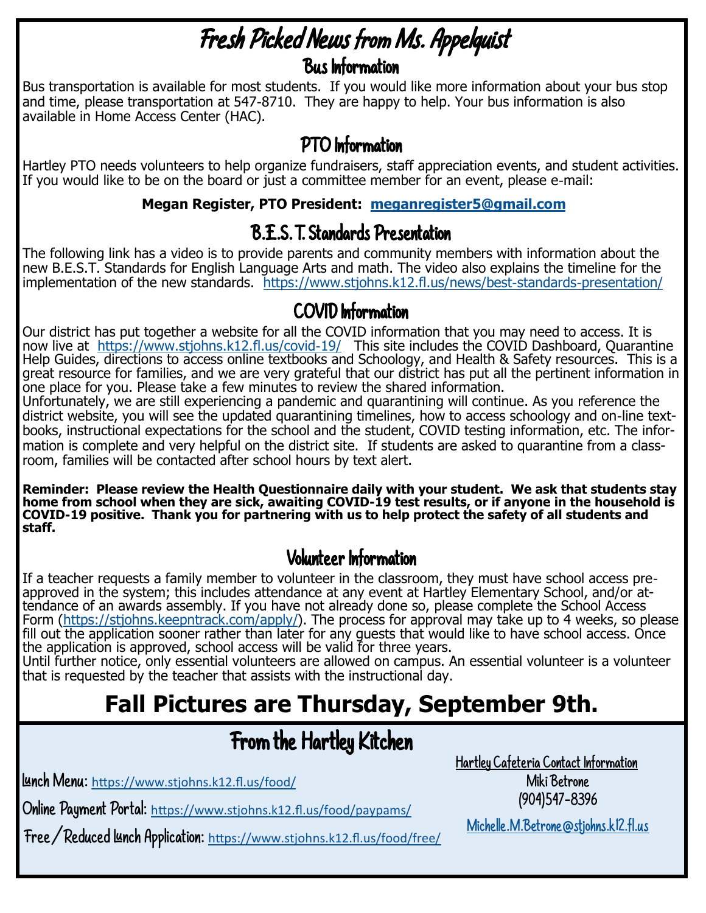# Fresh Picked News from Ms. Appelquist

## Bus Information

Bus transportation is available for most students. If you would like more information about your bus stop and time, please transportation at 547-8710. They are happy to help. Your bus information is also available in Home Access Center (HAC).

## PTO Information

Hartley PTO needs volunteers to help organize fundraisers, staff appreciation events, and student activities. If you would like to be on the board or just a committee member for an event, please e-mail:

**Megan Register, PTO President: meganregister5@gmail.com**

## B.E.S.T. Standards Presentation

The following link has a video is to provide parents and community members with information about the new B.E.S.T. Standards for English Language Arts and math. The video also explains the timeline for the implementation of the new standards. https://www.stjohns.k12.fl.us/news/best-standards-presentation/

## COVID Information

Our district has put together a website for all the COVID information that you may need to access. It is now live at https://www.stjohns.k12.fl.us/covid-19/ This site includes the COVID Dashboard, Quarantine Help Guides, directions to access online textbooks and Schoology, and Health & Safety resources. This is a great resource for families, and we are very grateful that our district has put all the pertinent information in one place for you. Please take a few minutes to review the shared information.

Unfortunately, we are still experiencing a pandemic and quarantining will continue. As you reference the district website, you will see the updated quarantining timelines, how to access schoology and on-line text-books, instructional expectations for the school and the student, COVID testing information, etc. The information is complete and very helpful on the district site. If students are asked to quarantine from a classroom, families will be contacted after school hours by text alert.

**Reminder: Please review the Health Questionnaire daily with your student. We ask that students stay home from school when they are sick, awaiting COVID-19 test results, or if anyone in the household is COVID-19 positive. Thank you for partnering with us to help protect the safety of all students and staff.**

## Volunteer Information

If a teacher requests a family member to volunteer in the classroom, they must have school access pre-approved in the system; this includes attendance at any event at Hartley Elementary School, and/or attendance of an awards assembly. If you have not already done so, please complete the School Access Form (https://stjohns.keepntrack.com/apply/). The process for approval may take up to 4 weeks, so please fill out the application sooner rather than later for any guests that would like to have school access. Once the application is approved, school access will be valid for three years.

Until further notice, only essential volunteers are allowed on campus. An essential volunteer is a volunteer that is requested by the teacher that assists with the instructional day.

# Fall Pictures are Thursday, September 9th.

# From the Hartley Kitchen

Lunch Menu: https://www.stjohns.k12.fl.us/food/

Online Payment Portal: https://www.stjohns.k12.fl.us/food/paypams/

Free / Reduced Lunch Application: https://www.stjohns.k12.fl.us/food/free/

**Hartley Cafeteria Contact Information**

Miki Betrone

(904)547-8396

Michelle.M.Betrone@stjohns.k12.fl.us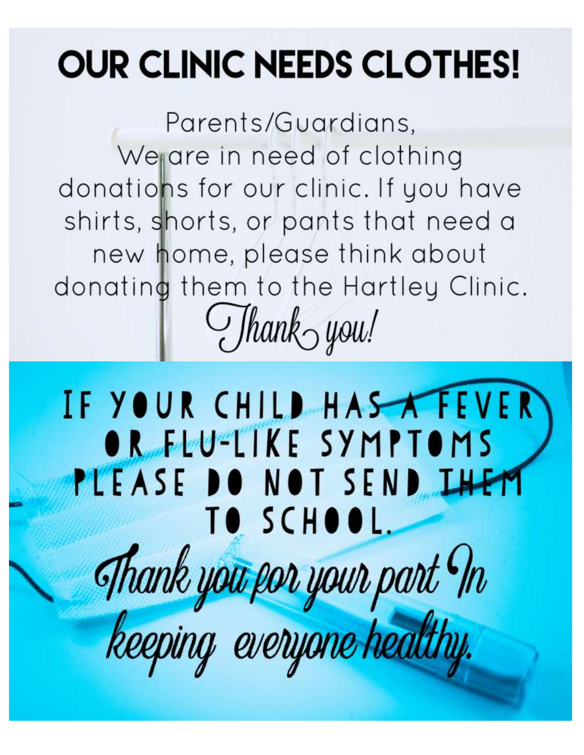# OUR CLINIC NEEDS CLOTHES!

Parents/Guardians,
We are in need of clothing donations for our clinic. If you have shirts, shorts, or pants that need a new home, please think about donating them to the Hartley Clinic.

*Thank you!*

## IF YOUR CHILD HAS A FEVER OR FLU-LIKE SYMPTOMS PLEASE DO NOT SEND THEM TO SCHOOL.

*Thank you for your part In keeping everyone healthy.*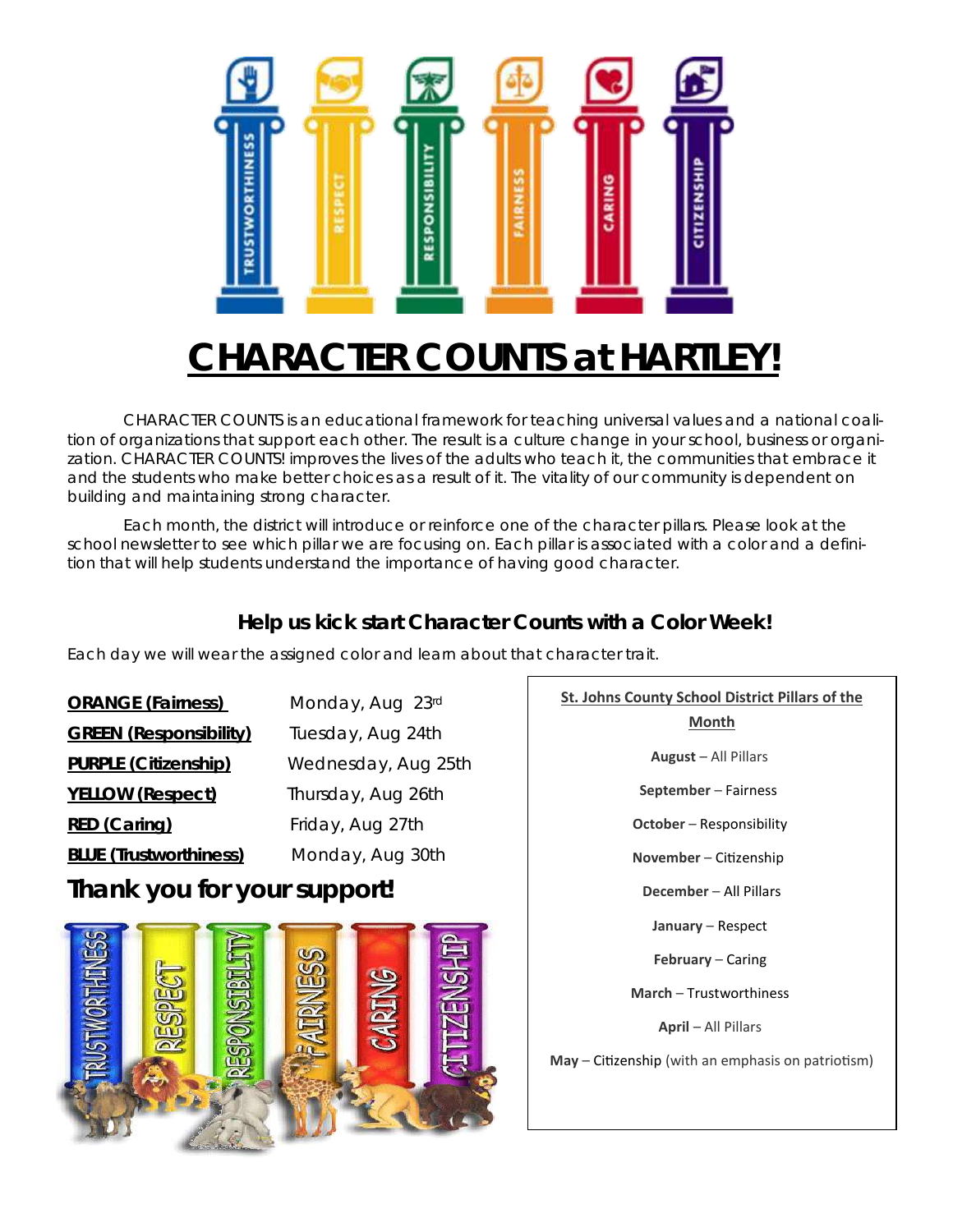# CHARACTER COUNTS at HARTLEY!

CHARACTER COUNTS is an educational framework for teaching universal values and a national coalition of organizations that support each other. The result is a culture change in your school, business or organization. CHARACTER COUNTS! improves the lives of the adults who teach it, the communities that embrace it and the students who make better choices as a result of it. The vitality of our community is dependent on building and maintaining strong character.

Each month, the district will introduce or reinforce one of the character pillars. Please look at the school newsletter to see which pillar we are focusing on. Each pillar is associated with a color and a definition that will help students understand the importance of having good character.

### Help us kick start Character Counts with a Color Week!

Each day we will wear the assigned color and learn about that character trait.

| | |
|---|---|
| **ORANGE (Fairness)** | Monday, Aug 23rd |
| **GREEN (Responsibility)** | Tuesday, Aug 24th |
| **PURPLE (Citizenship)** | Wednesday, Aug 25th |
| **YELLOW (Respect)** | Thursday, Aug 26th |
| **RED (Caring)** | Friday, Aug 27th |
| **BLUE (Trustworthiness)** | Monday, Aug 30th |

## Thank you for your support!

**St. Johns County School District Pillars of the Month**

**August** – All Pillars

**September** – Fairness

**October** – Responsibility

**November** – Citizenship

**December** – All Pillars

**January** – Respect

**February** – Caring

**March** – Trustworthiness

**April** – All Pillars

**May** – Citizenship (with an emphasis on patriotism)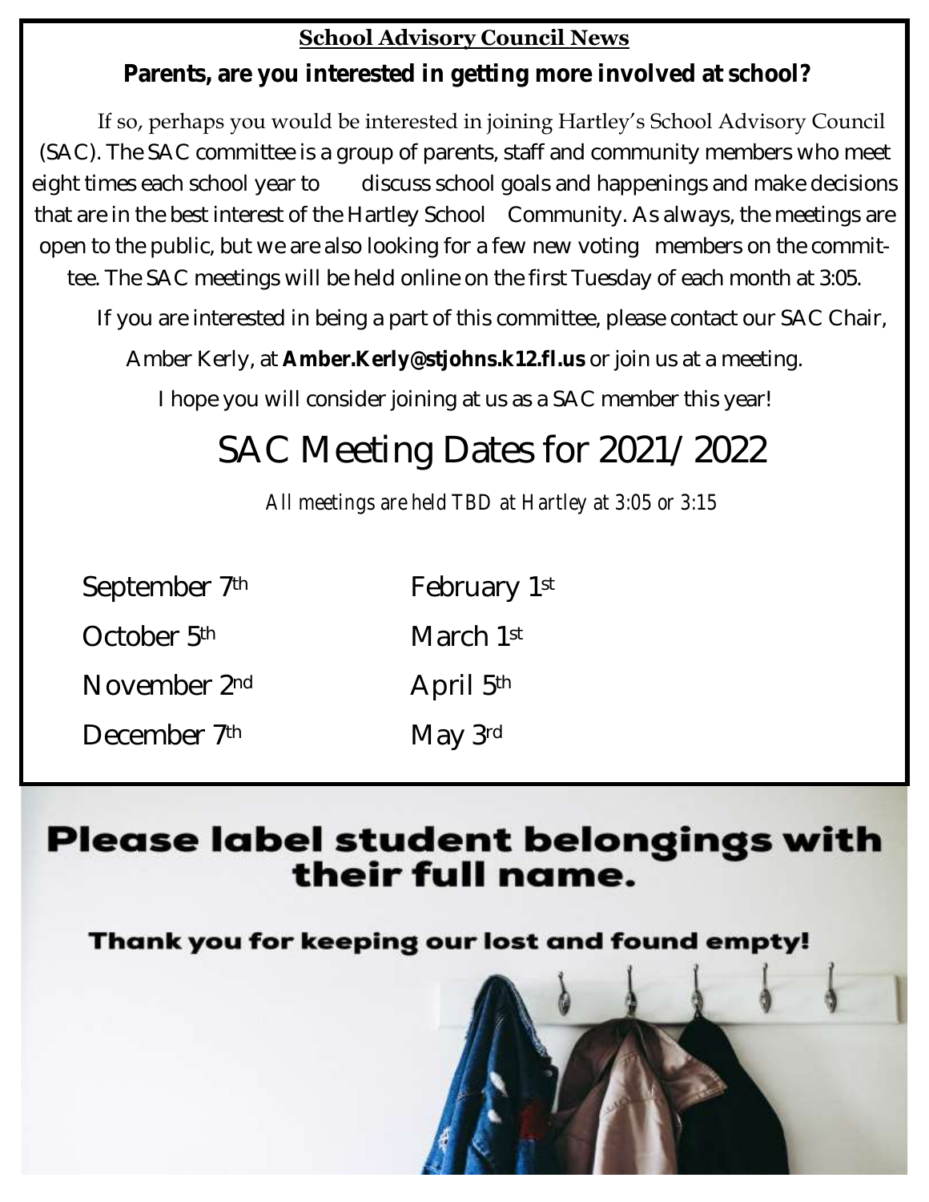**School Advisory Council News**

**Parents, are you interested in getting more involved at school?**

If so, perhaps you would be interested in joining Hartley's School Advisory Council (SAC). The SAC committee is a group of parents, staff and community members who meet eight times each school year to discuss school goals and happenings and make decisions that are in the best interest of the Hartley School Community. As always, the meetings are open to the public, but we are also looking for a few new voting members on the committee. The SAC meetings will be held online on the first Tuesday of each month at 3:05.

If you are interested in being a part of this committee, please contact our SAC Chair, Amber Kerly, at **Amber.Kerly@stjohns.k12.fl.us** or join us at a meeting.

I hope you will consider joining at us as a SAC member this year!

# SAC Meeting Dates for 2021/2022

*All meetings are held TBD at Hartley at 3:05 or 3:15*

| | |
|---|---|
| September 7th | February 1st |
| October 5th | March 1st |
| November 2nd | April 5th |
| December 7th | May 3rd |

**Please label student belongings with their full name.**

**Thank you for keeping our lost and found empty!**